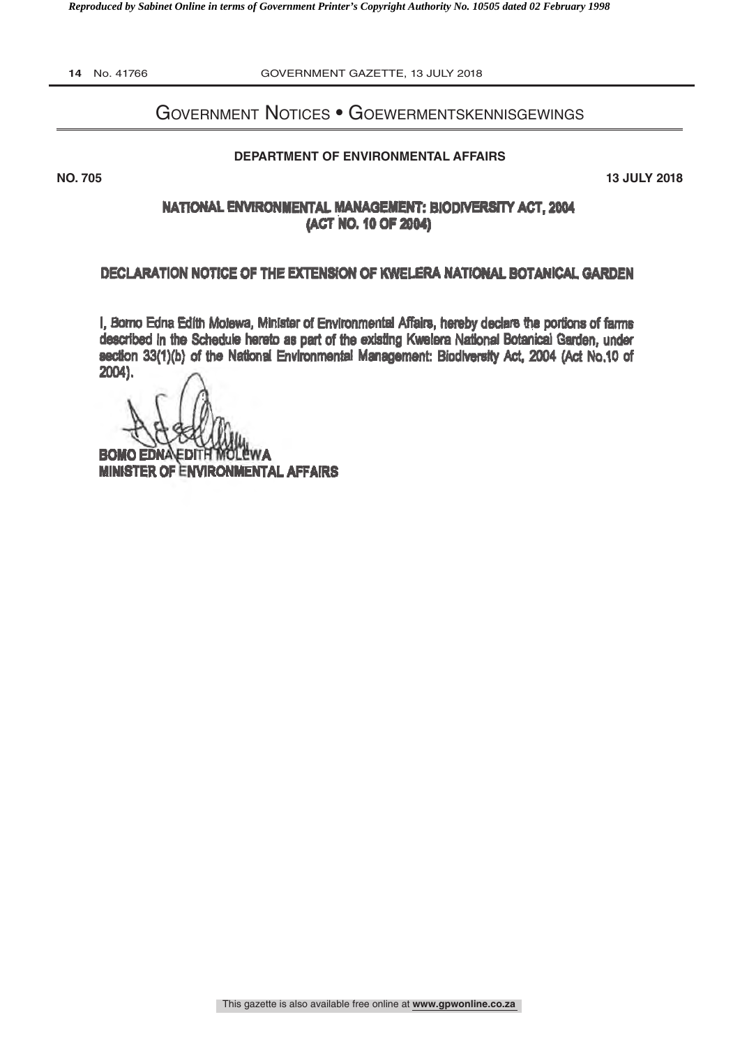# Government Notices • Goewermentskennisgewings

**DEPARTMENT OF ENVIRONMENTAL AFFAIRS**

**NO. 705** **13 JULY 2018**

## NATIONAL ENVIRONMENTAL MANAGEMENT: BIODIVERSITY ACT, 2004 (ACT NO. 10 OF 2004)

## DECLARATION NOTICE OF THE EXTENSION OF KWELERA NATIONAL BOTANICAL GARDEN

I, Bomo Edna Edith Molewa, Minister of Environmental Affairs, hereby declare the portions of farms described in the Schedule hereto as part of the existing Kwelera National Botanical Garden, under section 33(1)(b) of the National Environmental Management: Biodiversity Act, 2004 (Act No.10 of 2004).

**BOMO EDNA EDITH MOLEWA**
**MINISTER OF ENVIRONMENTAL AFFAIRS**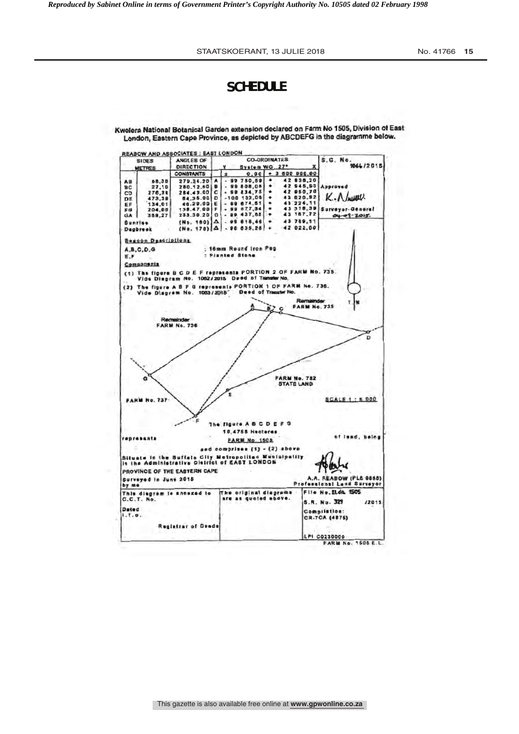# SCHEDULE

Kwelera National Botanical Garden extension declared on Farm No 1505, Division of East London, Eastern Cape Province, as depicted by ABCDEFG in the diagramme below.

REABOW AND ASSOCIATES : EAST LONDON

| SIDES METRES | | ANGLES OF DIRECTION | | CO-ORDINATES Y System WG 27° | X | S.G. No. 1066/2015 |
|---|---|---|---|---|---|---|
| | | CONSTANTS | | ± 0,00 | + 3 600 000,00 | |
| AB | 58,30 | 279.34.20 | A | - 99 750,59 | + 42 838,20 | |
| BC | 27,10 | 280.12.50 | B | - 99 808,08 | + 42 845,93 | Approved |
| CD | 276,38 | 284.43.00 | C | - 99 834,75 | + 42 850,70 | |
| DE | 473,38 | 64.36.00 | D | -100 102,08 | + 43 020,92 | |
| EF | 134,01 | 46.29.00 | E | - 99 674,51 | + 43 224,11 | |
| FG | 204,00 | 138.47.00 | F | - 99 577,34 | + 43 316,39 | Surveyor-General |
| GA | 368,27 | 233.30.20 | G | - 99 437,65 | + 43 167,72 | 04-01-2015. |
| Sunrise | | (No. 160) | Δ | - 99 618,46 | + 43 789,11 | |
| Dagbreek | | (No. 170) | Δ | - 98 635,28 | + 42 022,00 | |

**Beacon Descriptions**

A,B,C,D,G : 16mm Round Iron Peg
E,F : Planted Stone

**Components**

(1) The figure B C D E F represents PORTION 2 OF FARM No. 735. Vide Diagram No. 1062/2015 Deed of Transfer No.

(2) The figure A B F G represents PORTION 1 OF FARM No. 736. Vide Diagram No. 1063/2015 Deed of Transfer No.

Remainder FARM No. 735

Remainder FARM No. 736

FARM No. 782 STATE LAND

FARM No. 737

SCALE 1 : 5 000

The figure A B C D E F G
10,4758 Hectares
represents FARM No. 1505 of land, being
and comprises (1) - (2) above

Situate in the Buffalo City Metropolitan Municipality in the Administrative District of EAST LONDON

PROVINCE OF THE EASTERN CAPE

Surveyed in June 2015 by me

A.A. REABOW (PLS 0860) Professional Land Surveyor

| This diagram is annexed to C.C.T. No. Dated i.f.o. Registrar of Deeds | The original diagrams are as quoted above. | File No. ELdn. 1505 S.R. No. 329 /2015 Compilation: CR-7CA (4875) LPI C0230000 FARM No. 1505 E.L. |
|---|---|---|